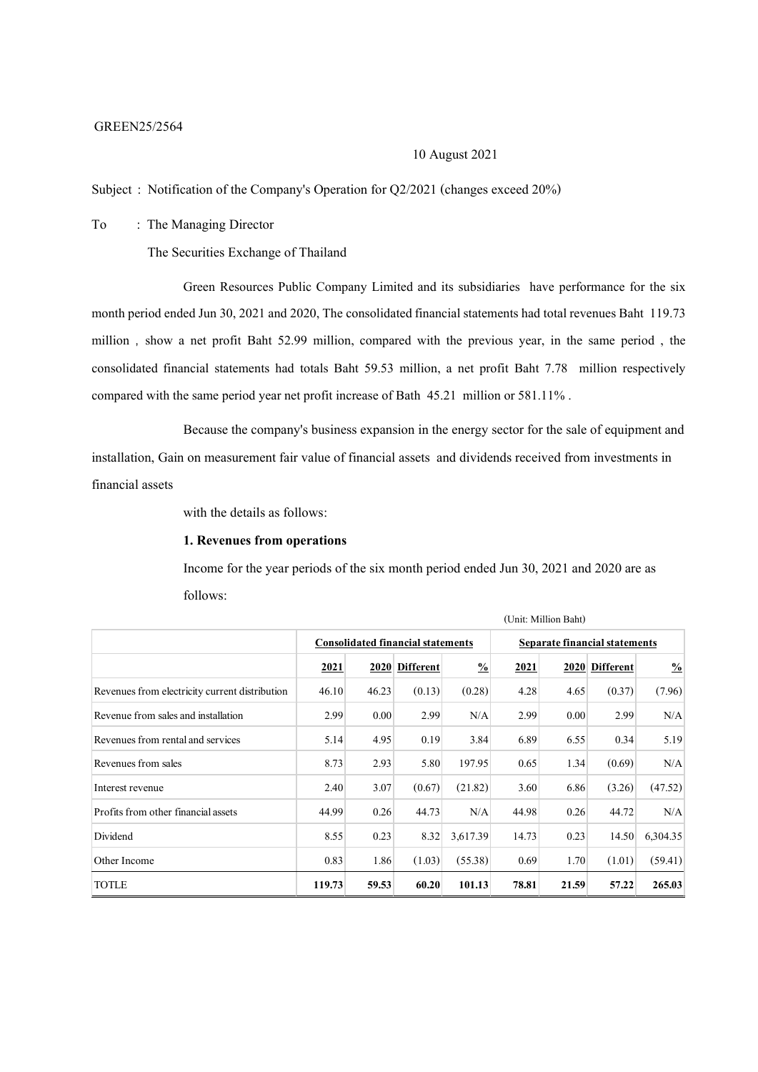GREEN25/2564

10 August 2021

Subject : Notification of the Company's Operation for Q2/2021 (changes exceed 20%)

To : The Managing Director

The Securities Exchange of Thailand

Green Resources Public Company Limited and its subsidiaries have performance for the six month period ended Jun 30, 2021 and 2020, The consolidated financial statements had total revenues Baht 119.73 million , show a net profit Baht 52.99 million, compared with the previous year, in the same period , the consolidated financial statements had totals Baht 59.53 million, a net profit Baht 7.78 million respectively compared with the same period year net profit increase of Bath 45.21 million or 581.11% .

Because the company's business expansion in the energy sector for the sale of equipment and installation, Gain on measurement fair value of financial assets and dividends received from investments in financial assets

with the details as follows:

**1. Revenues from operations**

Income for the year periods of the six month period ended Jun 30, 2021 and 2020 are as follows:

(Unit: Million Baht)

| | **Consolidated financial statements** | | | | **Separate financial statements** | | | |
|---|---|---|---|---|---|---|---|---|
| | **2021** | **2020** | **Different** | **%** | **2021** | **2020** | **Different** | **%** |
| Revenues from electricity current distribution | 46.10 | 46.23 | (0.13) | (0.28) | 4.28 | 4.65 | (0.37) | (7.96) |
| Revenue from sales and installation | 2.99 | 0.00 | 2.99 | N/A | 2.99 | 0.00 | 2.99 | N/A |
| Revenues from rental and services | 5.14 | 4.95 | 0.19 | 3.84 | 6.89 | 6.55 | 0.34 | 5.19 |
| Revenues from sales | 8.73 | 2.93 | 5.80 | 197.95 | 0.65 | 1.34 | (0.69) | N/A |
| Interest revenue | 2.40 | 3.07 | (0.67) | (21.82) | 3.60 | 6.86 | (3.26) | (47.52) |
| Profits from other financial assets | 44.99 | 0.26 | 44.73 | N/A | 44.98 | 0.26 | 44.72 | N/A |
| Dividend | 8.55 | 0.23 | 8.32 | 3,617.39 | 14.73 | 0.23 | 14.50 | 6,304.35 |
| Other Income | 0.83 | 1.86 | (1.03) | (55.38) | 0.69 | 1.70 | (1.01) | (59.41) |
| TOTLE | **119.73** | **59.53** | **60.20** | **101.13** | **78.81** | **21.59** | **57.22** | **265.03** |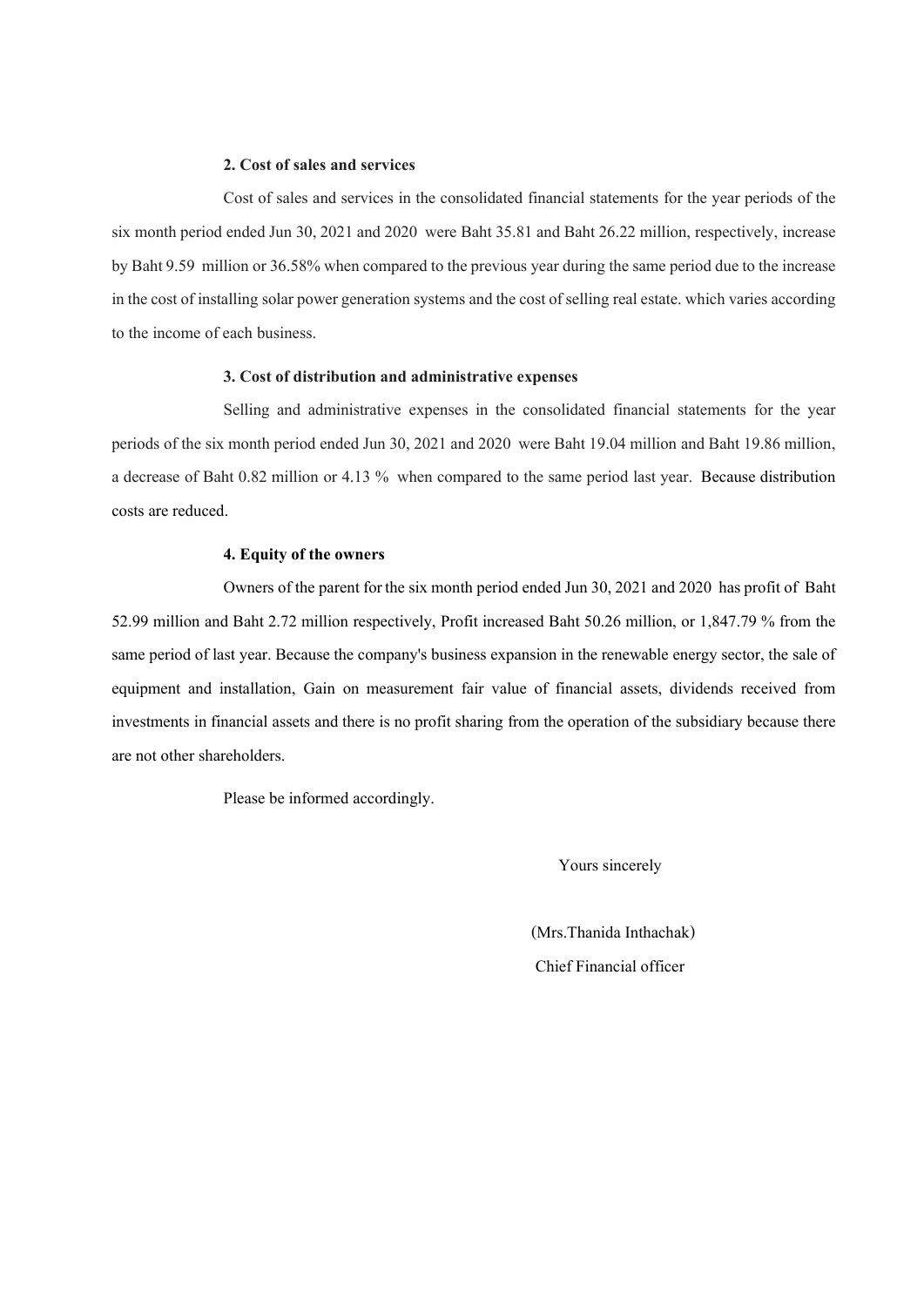**2. Cost of sales and services**

Cost of sales and services in the consolidated financial statements for the year periods of the six month period ended Jun 30, 2021 and 2020 were Baht 35.81 and Baht 26.22 million, respectively, increase by Baht 9.59 million or 36.58% when compared to the previous year during the same period due to the increase in the cost of installing solar power generation systems and the cost of selling real estate. which varies according to the income of each business.

**3. Cost of distribution and administrative expenses**

Selling and administrative expenses in the consolidated financial statements for the year periods of the six month period ended Jun 30, 2021 and 2020 were Baht 19.04 million and Baht 19.86 million, a decrease of Baht 0.82 million or 4.13 % when compared to the same period last year. Because distribution costs are reduced.

**4. Equity of the owners**

Owners of the parent for the six month period ended Jun 30, 2021 and 2020 has profit of Baht 52.99 million and Baht 2.72 million respectively, Profit increased Baht 50.26 million, or 1,847.79 % from the same period of last year. Because the company's business expansion in the renewable energy sector, the sale of equipment and installation, Gain on measurement fair value of financial assets, dividends received from investments in financial assets and there is no profit sharing from the operation of the subsidiary because there are not other shareholders.

Please be informed accordingly.

Yours sincerely

(Mrs.Thanida Inthachak)

Chief Financial officer